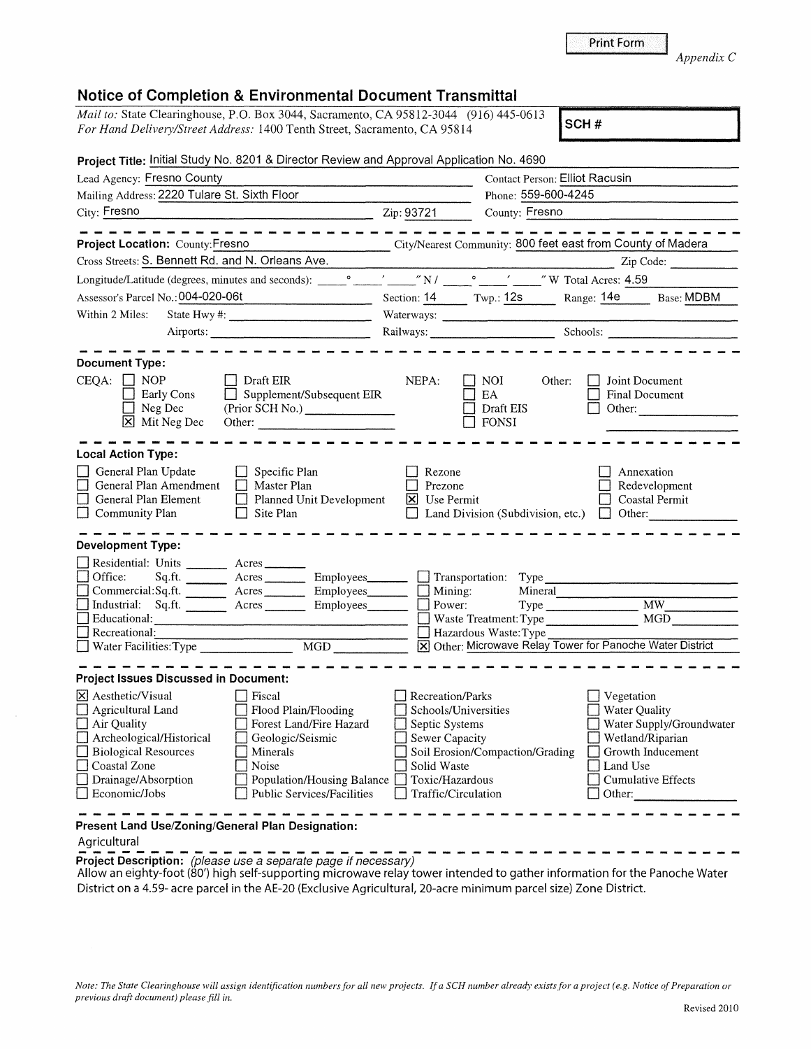Print Form

*Appendix C*

## Notice of Completion & Environmental Document Transmittal

*Mail to:* State Clearinghouse, P.O. Box 3044, Sacramento, CA 95812-3044 (916) 445-0613
*For Hand Delivery/Street Address:* 1400 Tenth Street, Sacramento, CA 95814

**SCH #**

**Project Title:** Initial Study No. 8201 & Director Review and Approval Application No. 4690

Lead Agency: Fresno County
Contact Person: Elliot Racusin
Mailing Address: 2220 Tulare St. Sixth Floor
Phone: 559-600-4245
City: Fresno
Zip: 93721
County: Fresno

---

**Project Location:** County: Fresno
City/Nearest Community: 800 feet east from County of Madera
Cross Streets: S. Bennett Rd. and N. Orleans Ave.
Zip Code:
Longitude/Latitude (degrees, minutes and seconds): ° ′ ″ N / ° ′ ″ W
Total Acres: 4.59
Assessor's Parcel No.: 004-020-06t
Section: 14
Twp.: 12s
Range: 14e
Base: MDBM
Within 2 Miles: State Hwy #:
Waterways:
Airports:
Railways:
Schools:

---

**Document Type:**

CEQA:
- ☐ NOP
- ☐ Early Cons
- ☐ Neg Dec
- ☒ Mit Neg Dec
- ☐ Draft EIR
- ☐ Supplement/Subsequent EIR (Prior SCH No.)
- Other:

NEPA:
- ☐ NOI
- ☐ EA
- ☐ Draft EIS
- ☐ FONSI

Other:
- ☐ Joint Document
- ☐ Final Document
- ☐ Other:

---

**Local Action Type:**

- ☐ General Plan Update
- ☐ General Plan Amendment
- ☐ General Plan Element
- ☐ Community Plan
- ☐ Specific Plan
- ☐ Master Plan
- ☐ Planned Unit Development
- ☐ Site Plan
- ☐ Rezone
- ☐ Prezone
- ☒ Use Permit
- ☐ Land Division (Subdivision, etc.)
- ☐ Annexation
- ☐ Redevelopment
- ☐ Coastal Permit
- ☐ Other:

---

**Development Type:**

- ☐ Residential: Units Acres
- ☐ Office: Sq.ft. Acres Employees
- ☐ Commercial: Sq.ft. Acres Employees
- ☐ Industrial: Sq.ft. Acres Employees
- ☐ Educational:
- ☐ Recreational:
- ☐ Water Facilities: Type MGD
- ☐ Transportation: Type
- ☐ Mining: Mineral
- ☐ Power: Type MW
- ☐ Waste Treatment: Type MGD
- ☐ Hazardous Waste: Type
- ☒ Other: Microwave Relay Tower for Panoche Water District

---

**Project Issues Discussed in Document:**

- ☒ Aesthetic/Visual
- ☐ Agricultural Land
- ☐ Air Quality
- ☐ Archeological/Historical
- ☐ Biological Resources
- ☐ Coastal Zone
- ☐ Drainage/Absorption
- ☐ Economic/Jobs
- ☐ Fiscal
- ☐ Flood Plain/Flooding
- ☐ Forest Land/Fire Hazard
- ☐ Geologic/Seismic
- ☐ Minerals
- ☐ Noise
- ☐ Population/Housing Balance
- ☐ Public Services/Facilities
- ☐ Recreation/Parks
- ☐ Schools/Universities
- ☐ Septic Systems
- ☐ Sewer Capacity
- ☐ Soil Erosion/Compaction/Grading
- ☐ Solid Waste
- ☐ Toxic/Hazardous
- ☐ Traffic/Circulation
- ☐ Vegetation
- ☐ Water Quality
- ☐ Water Supply/Groundwater
- ☐ Wetland/Riparian
- ☐ Growth Inducement
- ☐ Land Use
- ☐ Cumulative Effects
- ☐ Other:

---

**Present Land Use/Zoning/General Plan Designation:**

Agricultural

---

**Project Description:** *(please use a separate page if necessary)*

Allow an eighty-foot (80′) high self-supporting microwave relay tower intended to gather information for the Panoche Water District on a 4.59- acre parcel in the AE-20 (Exclusive Agricultural, 20-acre minimum parcel size) Zone District.

*Note: The State Clearinghouse will assign identification numbers for all new projects. If a SCH number already exists for a project (e.g. Notice of Preparation or previous draft document) please fill in.*

Revised 2010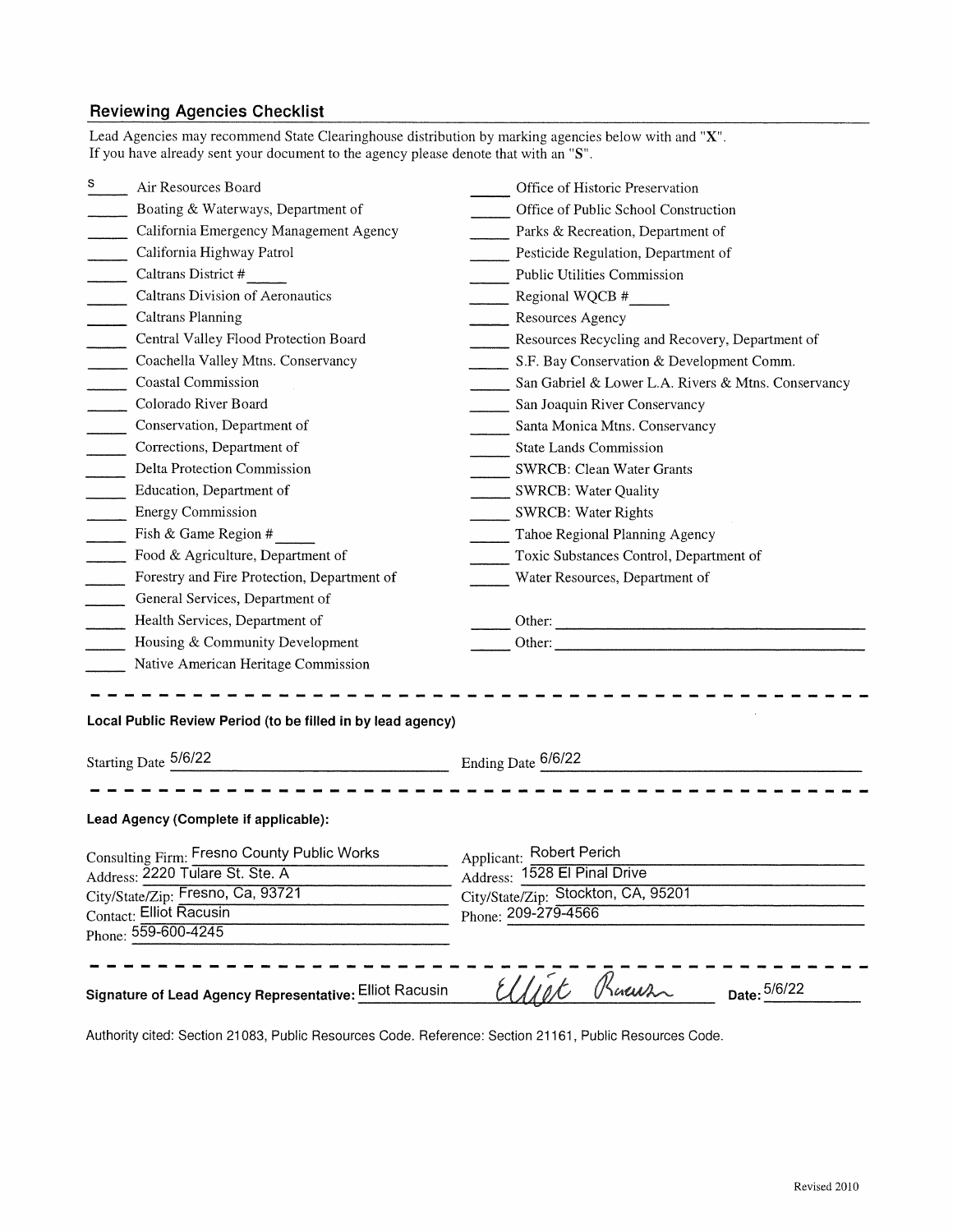## Reviewing Agencies Checklist

Lead Agencies may recommend State Clearinghouse distribution by marking agencies below with and "**X**".
If you have already sent your document to the agency please denote that with an "**S**".

- S Air Resources Board
- _____ Boating & Waterways, Department of
- _____ California Emergency Management Agency
- _____ California Highway Patrol
- _____ Caltrans District # _____
- _____ Caltrans Division of Aeronautics
- _____ Caltrans Planning
- _____ Central Valley Flood Protection Board
- _____ Coachella Valley Mtns. Conservancy
- _____ Coastal Commission
- _____ Colorado River Board
- _____ Conservation, Department of
- _____ Corrections, Department of
- _____ Delta Protection Commission
- _____ Education, Department of
- _____ Energy Commission
- _____ Fish & Game Region # _____
- _____ Food & Agriculture, Department of
- _____ Forestry and Fire Protection, Department of
- _____ General Services, Department of
- _____ Health Services, Department of
- _____ Housing & Community Development
- _____ Native American Heritage Commission
- _____ Office of Historic Preservation
- _____ Office of Public School Construction
- _____ Parks & Recreation, Department of
- _____ Pesticide Regulation, Department of
- _____ Public Utilities Commission
- _____ Regional WQCB # _____
- _____ Resources Agency
- _____ Resources Recycling and Recovery, Department of
- _____ S.F. Bay Conservation & Development Comm.
- _____ San Gabriel & Lower L.A. Rivers & Mtns. Conservancy
- _____ San Joaquin River Conservancy
- _____ Santa Monica Mtns. Conservancy
- _____ State Lands Commission
- _____ SWRCB: Clean Water Grants
- _____ SWRCB: Water Quality
- _____ SWRCB: Water Rights
- _____ Tahoe Regional Planning Agency
- _____ Toxic Substances Control, Department of
- _____ Water Resources, Department of
- _____ Other: _____
- _____ Other: _____

---

**Local Public Review Period (to be filled in by lead agency)**

Starting Date 5/6/22 Ending Date 6/6/22

---

**Lead Agency (Complete if applicable):**

Consulting Firm: Fresno County Public Works
Address: 2220 Tulare St. Ste. A
City/State/Zip: Fresno, Ca, 93721
Contact: Elliot Racusin
Phone: 559-600-4245

Applicant: Robert Perich
Address: 1528 El Pinal Drive
City/State/Zip: Stockton, CA, 95201
Phone: 209-279-4566

---

**Signature of Lead Agency Representative:** Elliot Racusin *Elliot Racusin* **Date:** 5/6/22

Authority cited: Section 21083, Public Resources Code. Reference: Section 21161, Public Resources Code.

Revised 2010